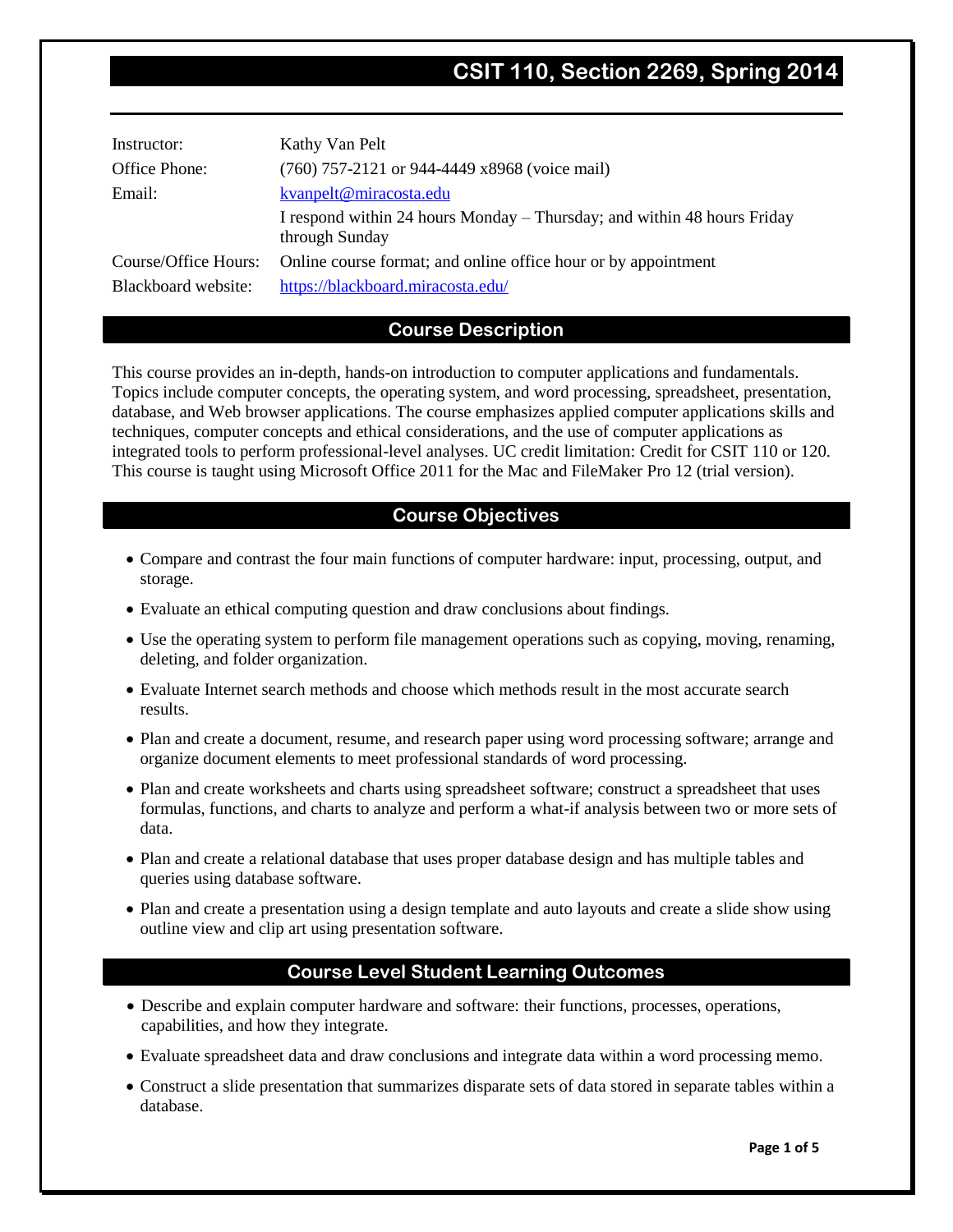# CSIT 110, Section 2269, Spring 2014

| | |
|---|---|
| Instructor: | Kathy Van Pelt |
| Office Phone: | (760) 757-2121 or 944-4449 x8968 (voice mail) |
| Email: | kvanpelt@miracosta.edu |
| | I respond within 24 hours Monday – Thursday; and within 48 hours Friday through Sunday |
| Course/Office Hours: | Online course format; and online office hour or by appointment |
| Blackboard website: | https://blackboard.miracosta.edu/ |

## Course Description

This course provides an in-depth, hands-on introduction to computer applications and fundamentals. Topics include computer concepts, the operating system, and word processing, spreadsheet, presentation, database, and Web browser applications. The course emphasizes applied computer applications skills and techniques, computer concepts and ethical considerations, and the use of computer applications as integrated tools to perform professional-level analyses. UC credit limitation: Credit for CSIT 110 or 120. This course is taught using Microsoft Office 2011 for the Mac and FileMaker Pro 12 (trial version).

## Course Objectives

- Compare and contrast the four main functions of computer hardware: input, processing, output, and storage.
- Evaluate an ethical computing question and draw conclusions about findings.
- Use the operating system to perform file management operations such as copying, moving, renaming, deleting, and folder organization.
- Evaluate Internet search methods and choose which methods result in the most accurate search results.
- Plan and create a document, resume, and research paper using word processing software; arrange and organize document elements to meet professional standards of word processing.
- Plan and create worksheets and charts using spreadsheet software; construct a spreadsheet that uses formulas, functions, and charts to analyze and perform a what-if analysis between two or more sets of data.
- Plan and create a relational database that uses proper database design and has multiple tables and queries using database software.
- Plan and create a presentation using a design template and auto layouts and create a slide show using outline view and clip art using presentation software.

## Course Level Student Learning Outcomes

- Describe and explain computer hardware and software: their functions, processes, operations, capabilities, and how they integrate.
- Evaluate spreadsheet data and draw conclusions and integrate data within a word processing memo.
- Construct a slide presentation that summarizes disparate sets of data stored in separate tables within a database.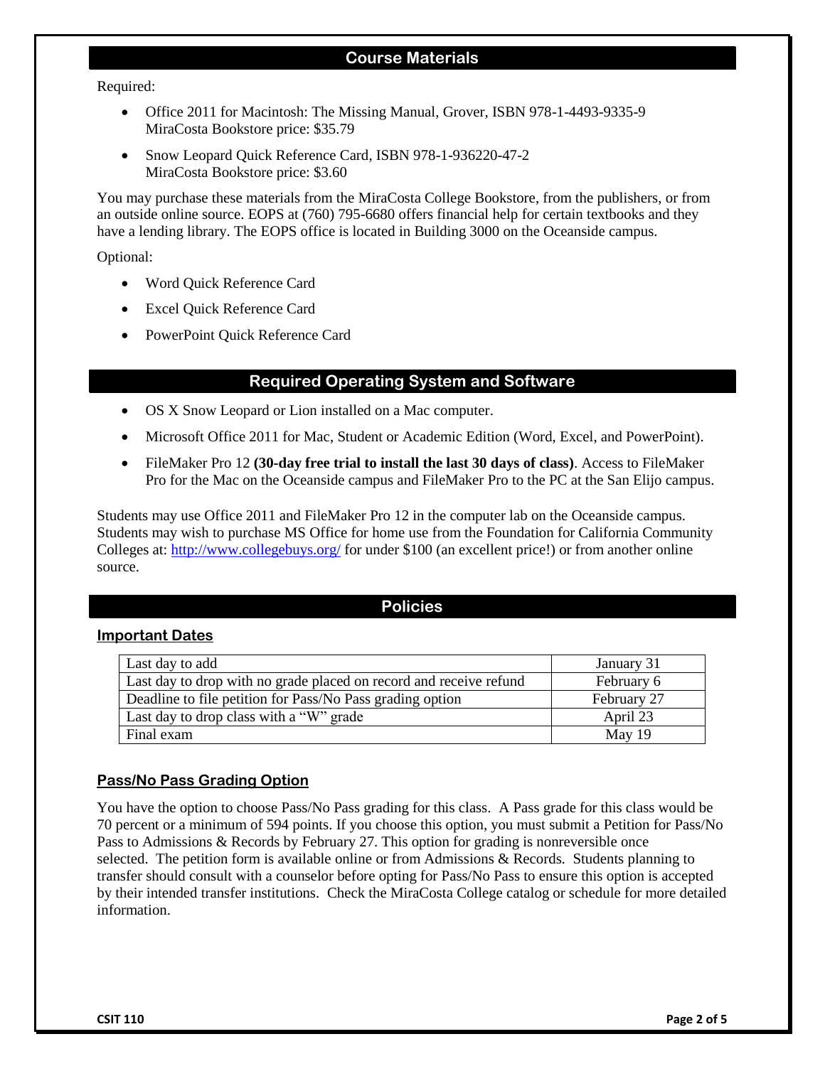## Course Materials

Required:

- Office 2011 for Macintosh: The Missing Manual, Grover, ISBN 978-1-4493-9335-9
  MiraCosta Bookstore price: $35.79
- Snow Leopard Quick Reference Card, ISBN 978-1-936220-47-2
  MiraCosta Bookstore price: $3.60

You may purchase these materials from the MiraCosta College Bookstore, from the publishers, or from an outside online source. EOPS at (760) 795-6680 offers financial help for certain textbooks and they have a lending library. The EOPS office is located in Building 3000 on the Oceanside campus.

Optional:

- Word Quick Reference Card
- Excel Quick Reference Card
- PowerPoint Quick Reference Card

## Required Operating System and Software

- OS X Snow Leopard or Lion installed on a Mac computer.
- Microsoft Office 2011 for Mac, Student or Academic Edition (Word, Excel, and PowerPoint).
- FileMaker Pro 12 **(30-day free trial to install the last 30 days of class)**. Access to FileMaker Pro for the Mac on the Oceanside campus and FileMaker Pro to the PC at the San Elijo campus.

Students may use Office 2011 and FileMaker Pro 12 in the computer lab on the Oceanside campus. Students may wish to purchase MS Office for home use from the Foundation for California Community Colleges at: http://www.collegebuys.org/ for under $100 (an excellent price!) or from another online source.

## Policies

### Important Dates

| | |
|---|---|
| Last day to add | January 31 |
| Last day to drop with no grade placed on record and receive refund | February 6 |
| Deadline to file petition for Pass/No Pass grading option | February 27 |
| Last day to drop class with a "W" grade | April 23 |
| Final exam | May 19 |

### Pass/No Pass Grading Option

You have the option to choose Pass/No Pass grading for this class. A Pass grade for this class would be 70 percent or a minimum of 594 points. If you choose this option, you must submit a Petition for Pass/No Pass to Admissions & Records by February 27. This option for grading is nonreversible once selected. The petition form is available online or from Admissions & Records. Students planning to transfer should consult with a counselor before opting for Pass/No Pass to ensure this option is accepted by their intended transfer institutions. Check the MiraCosta College catalog or schedule for more detailed information.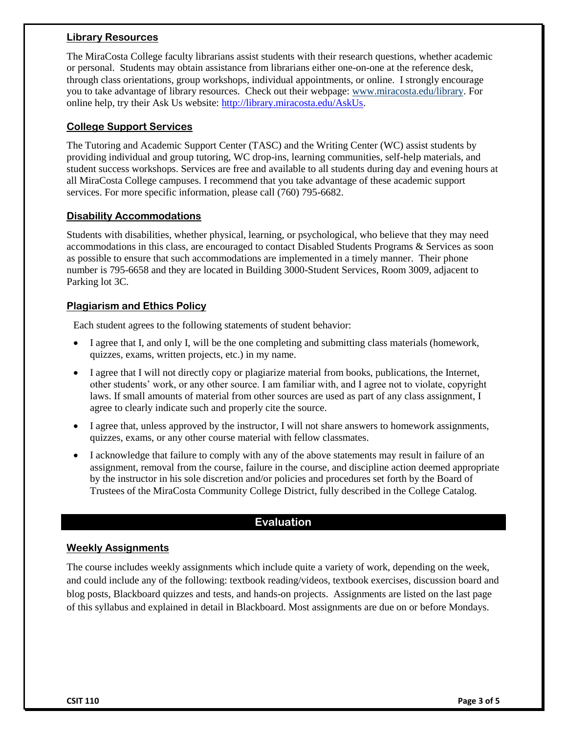### Library Resources

The MiraCosta College faculty librarians assist students with their research questions, whether academic or personal. Students may obtain assistance from librarians either one-on-one at the reference desk, through class orientations, group workshops, individual appointments, or online. I strongly encourage you to take advantage of library resources. Check out their webpage: [www.miracosta.edu/library](www.miracosta.edu/library). For online help, try their Ask Us website: [http://library.miracosta.edu/AskUs](http://library.miracosta.edu/AskUs).

### College Support Services

The Tutoring and Academic Support Center (TASC) and the Writing Center (WC) assist students by providing individual and group tutoring, WC drop-ins, learning communities, self-help materials, and student success workshops. Services are free and available to all students during day and evening hours at all MiraCosta College campuses. I recommend that you take advantage of these academic support services. For more specific information, please call (760) 795-6682.

### Disability Accommodations

Students with disabilities, whether physical, learning, or psychological, who believe that they may need accommodations in this class, are encouraged to contact Disabled Students Programs & Services as soon as possible to ensure that such accommodations are implemented in a timely manner. Their phone number is 795-6658 and they are located in Building 3000-Student Services, Room 3009, adjacent to Parking lot 3C.

### Plagiarism and Ethics Policy

Each student agrees to the following statements of student behavior:

- I agree that I, and only I, will be the one completing and submitting class materials (homework, quizzes, exams, written projects, etc.) in my name.
- I agree that I will not directly copy or plagiarize material from books, publications, the Internet, other students' work, or any other source. I am familiar with, and I agree not to violate, copyright laws. If small amounts of material from other sources are used as part of any class assignment, I agree to clearly indicate such and properly cite the source.
- I agree that, unless approved by the instructor, I will not share answers to homework assignments, quizzes, exams, or any other course material with fellow classmates.
- I acknowledge that failure to comply with any of the above statements may result in failure of an assignment, removal from the course, failure in the course, and discipline action deemed appropriate by the instructor in his sole discretion and/or policies and procedures set forth by the Board of Trustees of the MiraCosta Community College District, fully described in the College Catalog.

## Evaluation

### Weekly Assignments

The course includes weekly assignments which include quite a variety of work, depending on the week, and could include any of the following: textbook reading/videos, textbook exercises, discussion board and blog posts, Blackboard quizzes and tests, and hands-on projects. Assignments are listed on the last page of this syllabus and explained in detail in Blackboard. Most assignments are due on or before Mondays.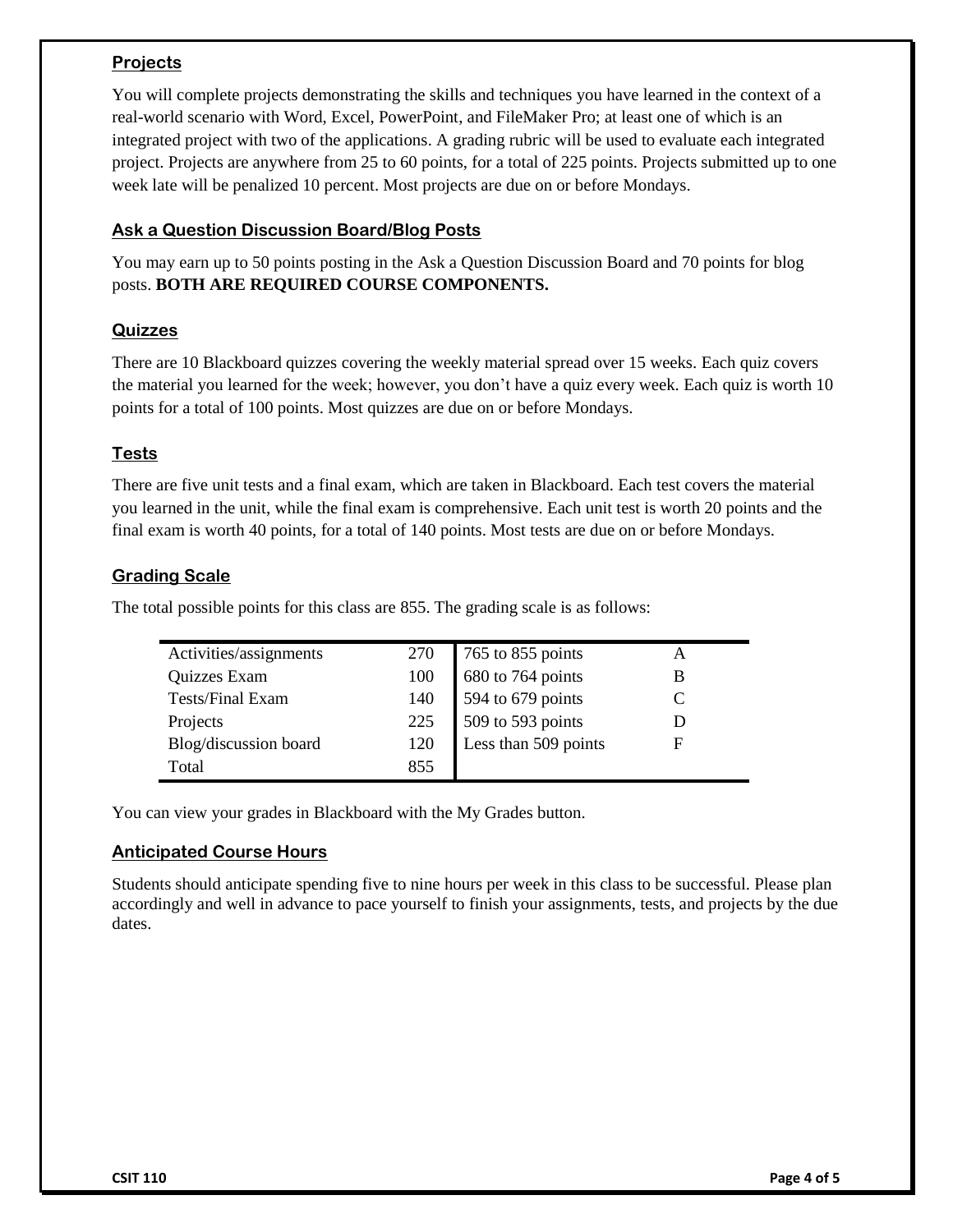## Projects

You will complete projects demonstrating the skills and techniques you have learned in the context of a real-world scenario with Word, Excel, PowerPoint, and FileMaker Pro; at least one of which is an integrated project with two of the applications. A grading rubric will be used to evaluate each integrated project. Projects are anywhere from 25 to 60 points, for a total of 225 points. Projects submitted up to one week late will be penalized 10 percent. Most projects are due on or before Mondays.

## Ask a Question Discussion Board/Blog Posts

You may earn up to 50 points posting in the Ask a Question Discussion Board and 70 points for blog posts. **BOTH ARE REQUIRED COURSE COMPONENTS.**

## Quizzes

There are 10 Blackboard quizzes covering the weekly material spread over 15 weeks. Each quiz covers the material you learned for the week; however, you don't have a quiz every week. Each quiz is worth 10 points for a total of 100 points. Most quizzes are due on or before Mondays.

## Tests

There are five unit tests and a final exam, which are taken in Blackboard. Each test covers the material you learned in the unit, while the final exam is comprehensive. Each unit test is worth 20 points and the final exam is worth 40 points, for a total of 140 points. Most tests are due on or before Mondays.

## Grading Scale

The total possible points for this class are 855. The grading scale is as follows:

| | | | |
|---|---|---|---|
| Activities/assignments | 270 | 765 to 855 points | A |
| Quizzes Exam | 100 | 680 to 764 points | B |
| Tests/Final Exam | 140 | 594 to 679 points | C |
| Projects | 225 | 509 to 593 points | D |
| Blog/discussion board | 120 | Less than 509 points | F |
| Total | 855 | | |

You can view your grades in Blackboard with the My Grades button.

## Anticipated Course Hours

Students should anticipate spending five to nine hours per week in this class to be successful. Please plan accordingly and well in advance to pace yourself to finish your assignments, tests, and projects by the due dates.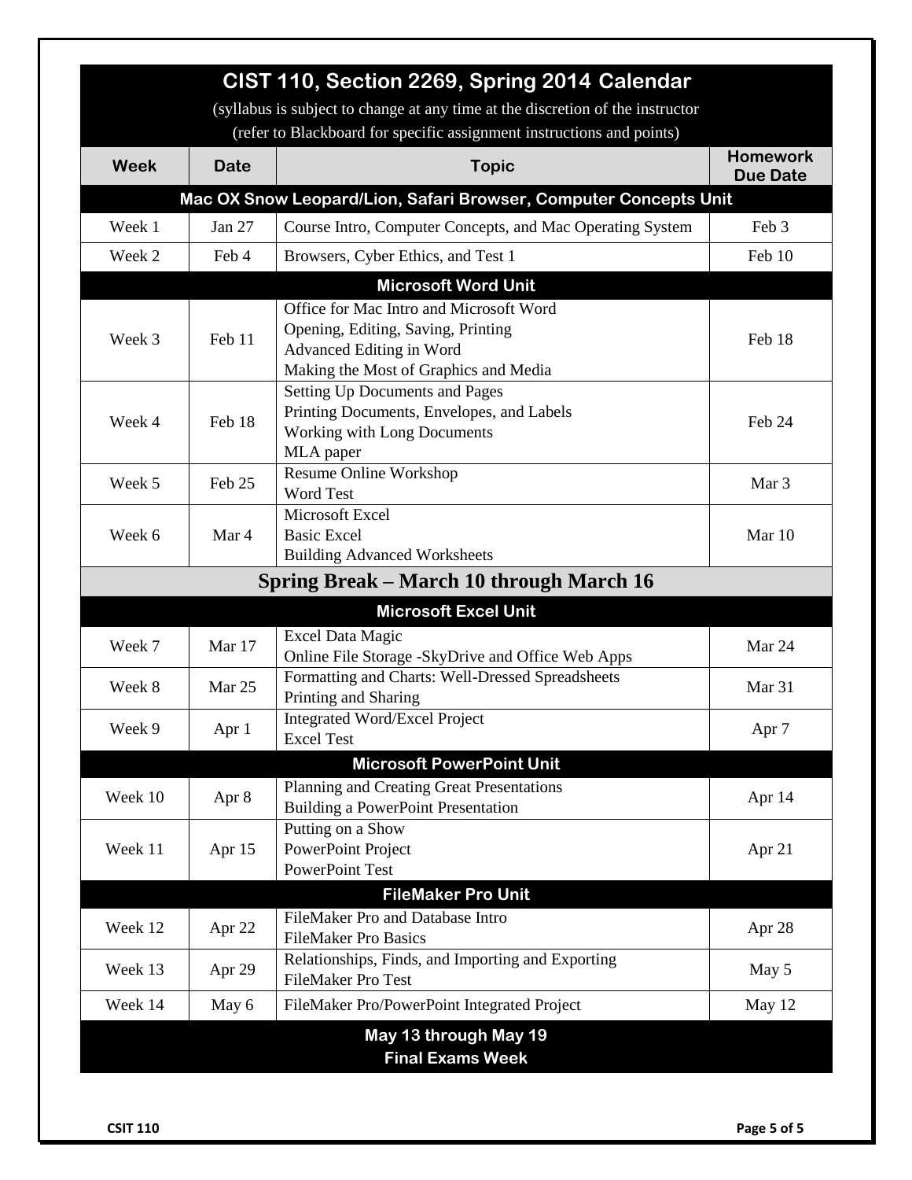# CIST 110, Section 2269, Spring 2014 Calendar

(syllabus is subject to change at any time at the discretion of the instructor
(refer to Blackboard for specific assignment instructions and points)

| Week | Date | Topic | Homework Due Date |
|---|---|---|---|
| **Mac OX Snow Leopard/Lion, Safari Browser, Computer Concepts Unit** | | | |
| Week 1 | Jan 27 | Course Intro, Computer Concepts, and Mac Operating System | Feb 3 |
| Week 2 | Feb 4 | Browsers, Cyber Ethics, and Test 1 | Feb 10 |
| **Microsoft Word Unit** | | | |
| Week 3 | Feb 11 | Office for Mac Intro and Microsoft Word<br>Opening, Editing, Saving, Printing<br>Advanced Editing in Word<br>Making the Most of Graphics and Media | Feb 18 |
| Week 4 | Feb 18 | Setting Up Documents and Pages<br>Printing Documents, Envelopes, and Labels<br>Working with Long Documents<br>MLA paper | Feb 24 |
| Week 5 | Feb 25 | Resume Online Workshop<br>Word Test | Mar 3 |
| Week 6 | Mar 4 | Microsoft Excel<br>Basic Excel<br>Building Advanced Worksheets | Mar 10 |
| **Spring Break – March 10 through March 16** | | | |
| **Microsoft Excel Unit** | | | |
| Week 7 | Mar 17 | Excel Data Magic<br>Online File Storage -SkyDrive and Office Web Apps | Mar 24 |
| Week 8 | Mar 25 | Formatting and Charts: Well-Dressed Spreadsheets<br>Printing and Sharing | Mar 31 |
| Week 9 | Apr 1 | Integrated Word/Excel Project<br>Excel Test | Apr 7 |
| **Microsoft PowerPoint Unit** | | | |
| Week 10 | Apr 8 | Planning and Creating Great Presentations<br>Building a PowerPoint Presentation | Apr 14 |
| Week 11 | Apr 15 | Putting on a Show<br>PowerPoint Project<br>PowerPoint Test | Apr 21 |
| **FileMaker Pro Unit** | | | |
| Week 12 | Apr 22 | FileMaker Pro and Database Intro<br>FileMaker Pro Basics | Apr 28 |
| Week 13 | Apr 29 | Relationships, Finds, and Importing and Exporting<br>FileMaker Pro Test | May 5 |
| Week 14 | May 6 | FileMaker Pro/PowerPoint Integrated Project | May 12 |
| **May 13 through May 19<br>Final Exams Week** | | | |